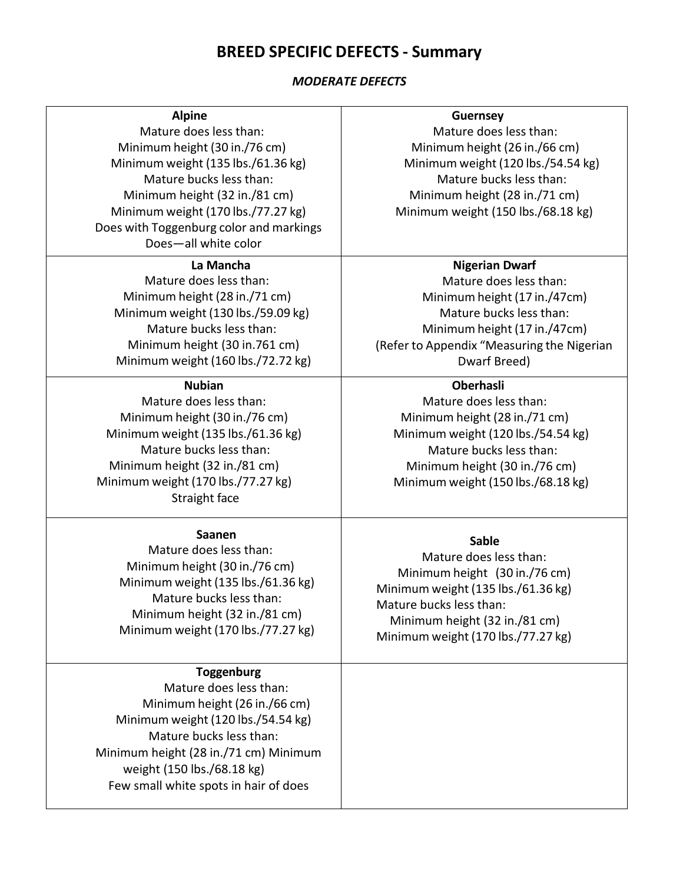# BREED SPECIFIC DEFECTS - Summary

### *MODERATE DEFECTS*

| | |
|---|---|
| **Alpine**<br>Mature does less than:<br>Minimum height (30 in./76 cm)<br>Minimum weight (135 lbs./61.36 kg)<br>Mature bucks less than:<br>Minimum height (32 in./81 cm)<br>Minimum weight (170 lbs./77.27 kg)<br>Does with Toggenburg color and markings<br>Does—all white color | **Guernsey**<br>Mature does less than:<br>Minimum height (26 in./66 cm)<br>Minimum weight (120 lbs./54.54 kg)<br>Mature bucks less than:<br>Minimum height (28 in./71 cm)<br>Minimum weight (150 lbs./68.18 kg) |
| **La Mancha**<br>Mature does less than:<br>Minimum height (28 in./71 cm)<br>Minimum weight (130 lbs./59.09 kg)<br>Mature bucks less than:<br>Minimum height (30 in.761 cm)<br>Minimum weight (160 lbs./72.72 kg) | **Nigerian Dwarf**<br>Mature does less than:<br>Minimum height (17 in./47cm)<br>Mature bucks less than:<br>Minimum height (17 in./47cm)<br>(Refer to Appendix "Measuring the Nigerian Dwarf Breed) |
| **Nubian**<br>Mature does less than:<br>Minimum height (30 in./76 cm)<br>Minimum weight (135 lbs./61.36 kg)<br>Mature bucks less than:<br>Minimum height (32 in./81 cm)<br>Minimum weight (170 lbs./77.27 kg)<br>Straight face | **Oberhasli**<br>Mature does less than:<br>Minimum height (28 in./71 cm)<br>Minimum weight (120 lbs./54.54 kg)<br>Mature bucks less than:<br>Minimum height (30 in./76 cm)<br>Minimum weight (150 lbs./68.18 kg) |
| **Saanen**<br>Mature does less than:<br>Minimum height (30 in./76 cm)<br>Minimum weight (135 lbs./61.36 kg)<br>Mature bucks less than:<br>Minimum height (32 in./81 cm)<br>Minimum weight (170 lbs./77.27 kg) | **Sable**<br>Mature does less than:<br>Minimum height (30 in./76 cm)<br>Minimum weight (135 lbs./61.36 kg)<br>Mature bucks less than:<br>Minimum height (32 in./81 cm)<br>Minimum weight (170 lbs./77.27 kg) |
| **Toggenburg**<br>Mature does less than:<br>Minimum height (26 in./66 cm)<br>Minimum weight (120 lbs./54.54 kg)<br>Mature bucks less than:<br>Minimum height (28 in./71 cm) Minimum weight (150 lbs./68.18 kg)<br>Few small white spots in hair of does | |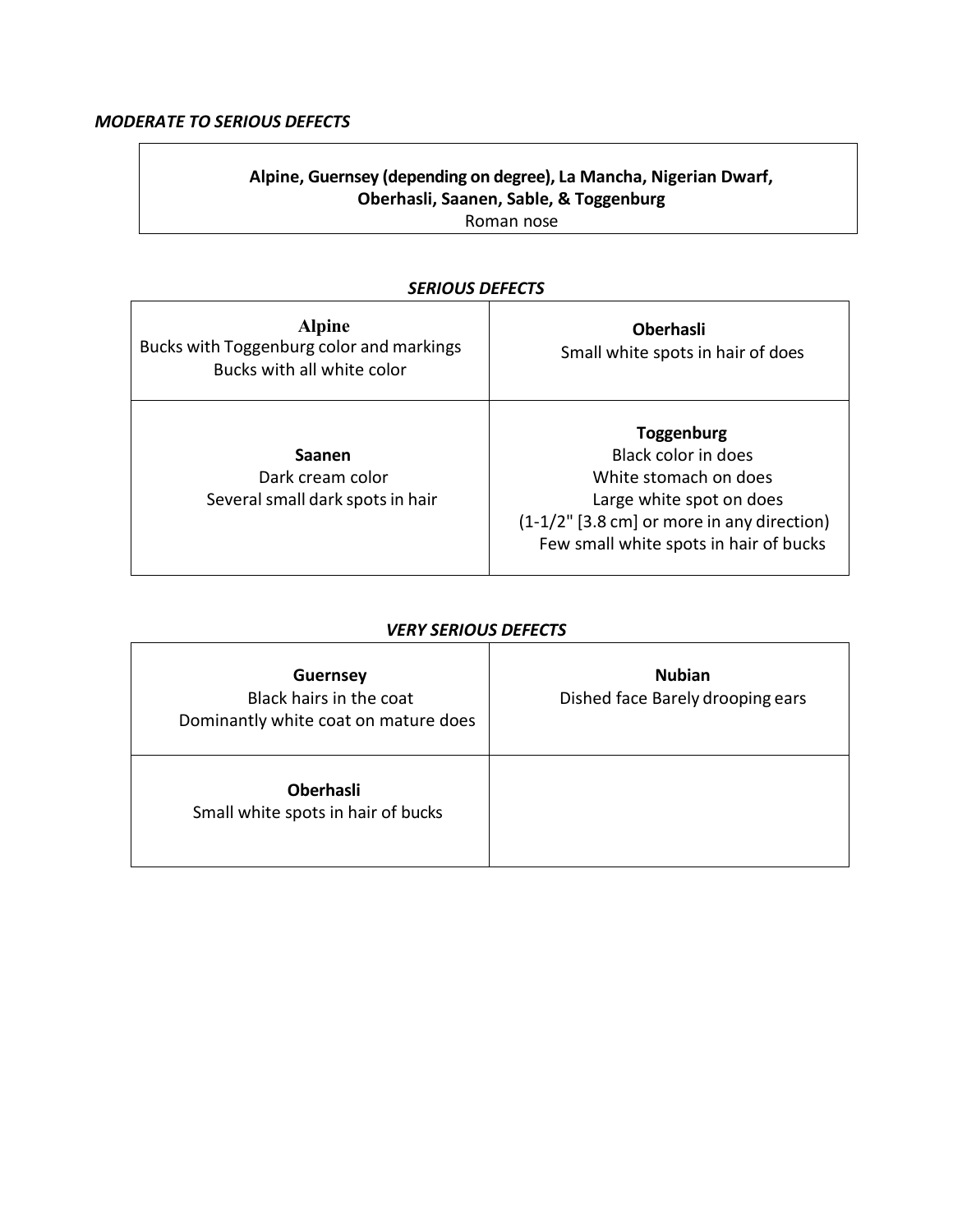***MODERATE TO SERIOUS DEFECTS***

| |
|---|
| **Alpine, Guernsey (depending on degree), La Mancha, Nigerian Dwarf, Oberhasli, Saanen, Sable, & Toggenburg**<br>Roman nose |

***SERIOUS DEFECTS***

| | |
|---|---|
| **Alpine**<br>Bucks with Toggenburg color and markings<br>Bucks with all white color | **Oberhasli**<br>Small white spots in hair of does |
| **Saanen**<br>Dark cream color<br>Several small dark spots in hair | **Toggenburg**<br>Black color in does<br>White stomach on does<br>Large white spot on does<br>(1-1/2" [3.8 cm] or more in any direction)<br>Few small white spots in hair of bucks |

***VERY SERIOUS DEFECTS***

| | |
|---|---|
| **Guernsey**<br>Black hairs in the coat<br>Dominantly white coat on mature does | **Nubian**<br>Dished face Barely drooping ears |
| **Oberhasli**<br>Small white spots in hair of bucks | |